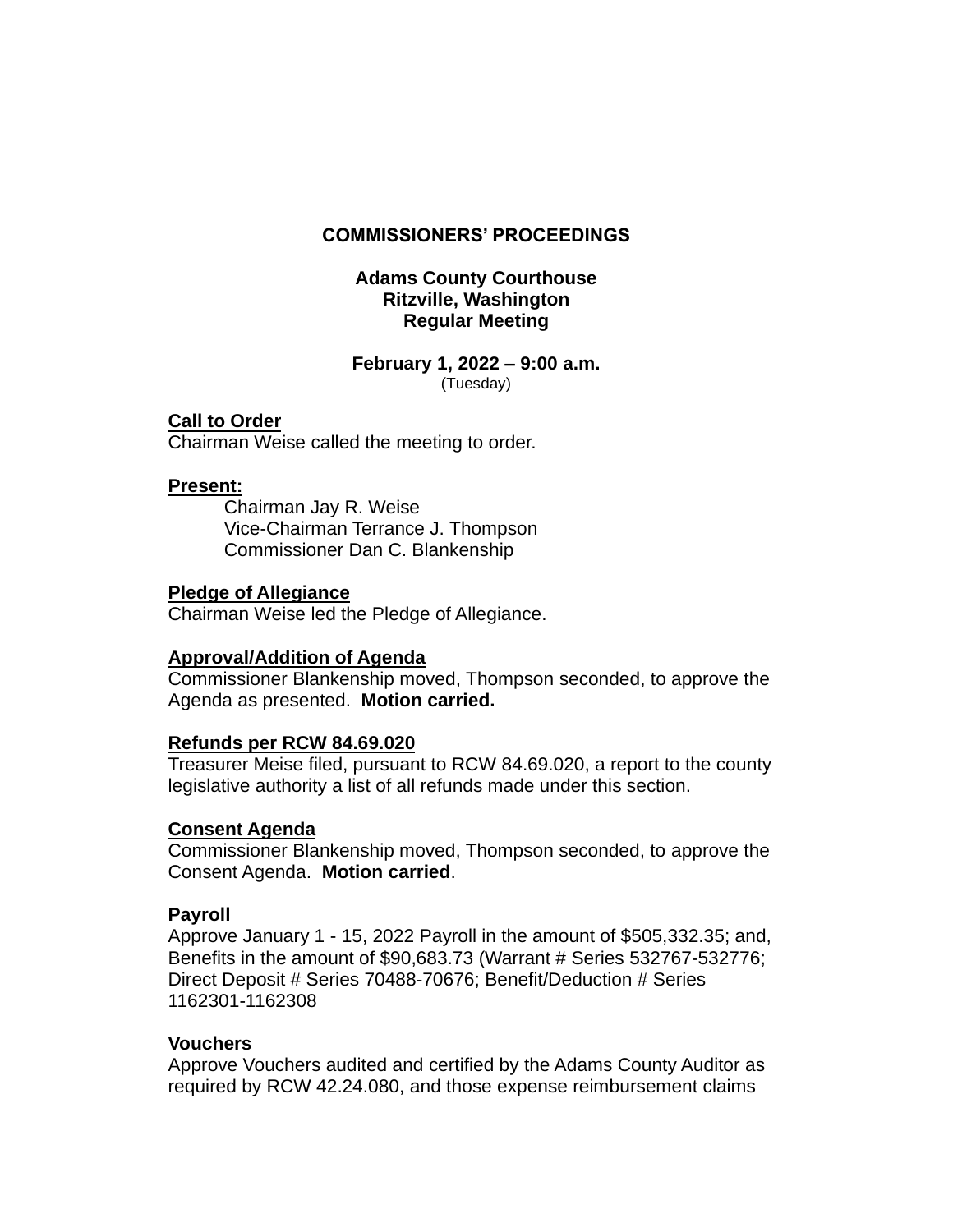# COMMISSIONERS' PROCEEDINGS

**Adams County Courthouse**
**Ritzville, Washington**
**Regular Meeting**

**February 1, 2022 – 9:00 a.m.**
(Tuesday)

**Call to Order**
Chairman Weise called the meeting to order.

**Present:**
Chairman Jay R. Weise
Vice-Chairman Terrance J. Thompson
Commissioner Dan C. Blankenship

**Pledge of Allegiance**
Chairman Weise led the Pledge of Allegiance.

**Approval/Addition of Agenda**
Commissioner Blankenship moved, Thompson seconded, to approve the Agenda as presented. **Motion carried.**

**Refunds per RCW 84.69.020**
Treasurer Meise filed, pursuant to RCW 84.69.020, a report to the county legislative authority a list of all refunds made under this section.

**Consent Agenda**
Commissioner Blankenship moved, Thompson seconded, to approve the Consent Agenda. **Motion carried**.

**Payroll**
Approve January 1 - 15, 2022 Payroll in the amount of $505,332.35; and, Benefits in the amount of $90,683.73 (Warrant # Series 532767-532776; Direct Deposit # Series 70488-70676; Benefit/Deduction # Series 1162301-1162308

**Vouchers**
Approve Vouchers audited and certified by the Adams County Auditor as required by RCW 42.24.080, and those expense reimbursement claims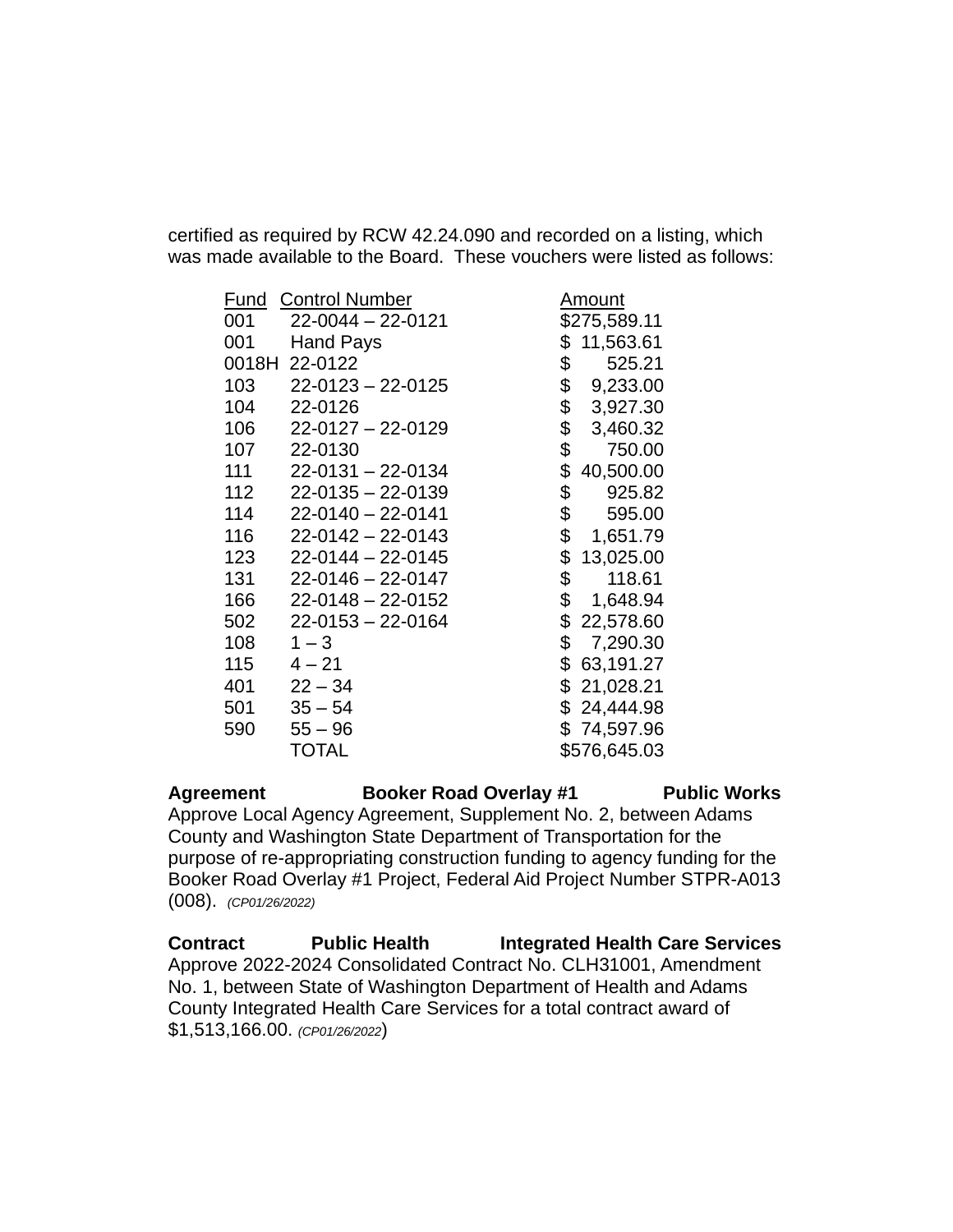certified as required by RCW 42.24.090 and recorded on a listing, which was made available to the Board. These vouchers were listed as follows:

| Fund | Control Number | Amount |
|---|---|---|
| 001 | 22-0044 – 22-0121 | $275,589.11 |
| 001 | Hand Pays | $ 11,563.61 |
| 0018H | 22-0122 | $ 525.21 |
| 103 | 22-0123 – 22-0125 | $ 9,233.00 |
| 104 | 22-0126 | $ 3,927.30 |
| 106 | 22-0127 – 22-0129 | $ 3,460.32 |
| 107 | 22-0130 | $ 750.00 |
| 111 | 22-0131 – 22-0134 | $ 40,500.00 |
| 112 | 22-0135 – 22-0139 | $ 925.82 |
| 114 | 22-0140 – 22-0141 | $ 595.00 |
| 116 | 22-0142 – 22-0143 | $ 1,651.79 |
| 123 | 22-0144 – 22-0145 | $ 13,025.00 |
| 131 | 22-0146 – 22-0147 | $ 118.61 |
| 166 | 22-0148 – 22-0152 | $ 1,648.94 |
| 502 | 22-0153 – 22-0164 | $ 22,578.60 |
| 108 | 1 – 3 | $ 7,290.30 |
| 115 | 4 – 21 | $ 63,191.27 |
| 401 | 22 – 34 | $ 21,028.21 |
| 501 | 35 – 54 | $ 24,444.98 |
| 590 | 55 – 96 | $ 74,597.96 |
| | TOTAL | $576,645.03 |

**Agreement Booker Road Overlay #1 Public Works**

Approve Local Agency Agreement, Supplement No. 2, between Adams County and Washington State Department of Transportation for the purpose of re-appropriating construction funding to agency funding for the Booker Road Overlay #1 Project, Federal Aid Project Number STPR-A013 (008). *(CP01/26/2022)*

**Contract Public Health Integrated Health Care Services**

Approve 2022-2024 Consolidated Contract No. CLH31001, Amendment No. 1, between State of Washington Department of Health and Adams County Integrated Health Care Services for a total contract award of $1,513,166.00. *(CP01/26/2022)*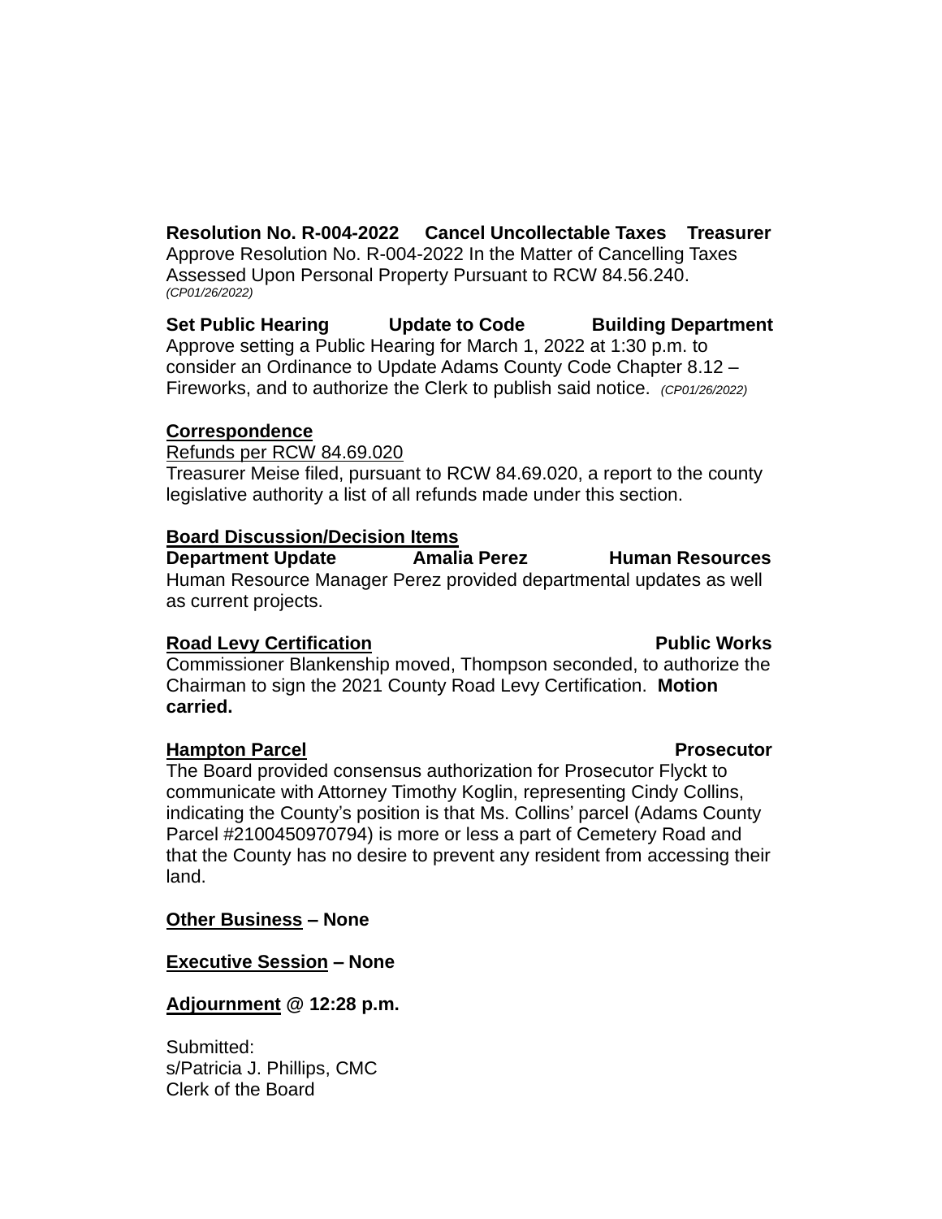**Resolution No. R-004-2022 Cancel Uncollectable Taxes Treasurer**
Approve Resolution No. R-004-2022 In the Matter of Cancelling Taxes Assessed Upon Personal Property Pursuant to RCW 84.56.240. *(CP01/26/2022)*

**Set Public Hearing Update to Code Building Department**
Approve setting a Public Hearing for March 1, 2022 at 1:30 p.m. to consider an Ordinance to Update Adams County Code Chapter 8.12 – Fireworks, and to authorize the Clerk to publish said notice. *(CP01/26/2022)*

**<u>Correspondence</u>**
<u>Refunds per RCW 84.69.020</u>
Treasurer Meise filed, pursuant to RCW 84.69.020, a report to the county legislative authority a list of all refunds made under this section.

**<u>Board Discussion/Decision Items</u>**
**Department Update Amalia Perez Human Resources**
Human Resource Manager Perez provided departmental updates as well as current projects.

**<u>Road Levy Certification</u> Public Works**
Commissioner Blankenship moved, Thompson seconded, to authorize the Chairman to sign the 2021 County Road Levy Certification. **Motion carried.**

**<u>Hampton Parcel</u> Prosecutor**
The Board provided consensus authorization for Prosecutor Flyckt to communicate with Attorney Timothy Koglin, representing Cindy Collins, indicating the County's position is that Ms. Collins' parcel (Adams County Parcel #2100450970794) is more or less a part of Cemetery Road and that the County has no desire to prevent any resident from accessing their land.

**<u>Other Business</u> – None**

**<u>Executive Session</u> – None**

**<u>Adjournment</u> @ 12:28 p.m.**

Submitted:
s/Patricia J. Phillips, CMC
Clerk of the Board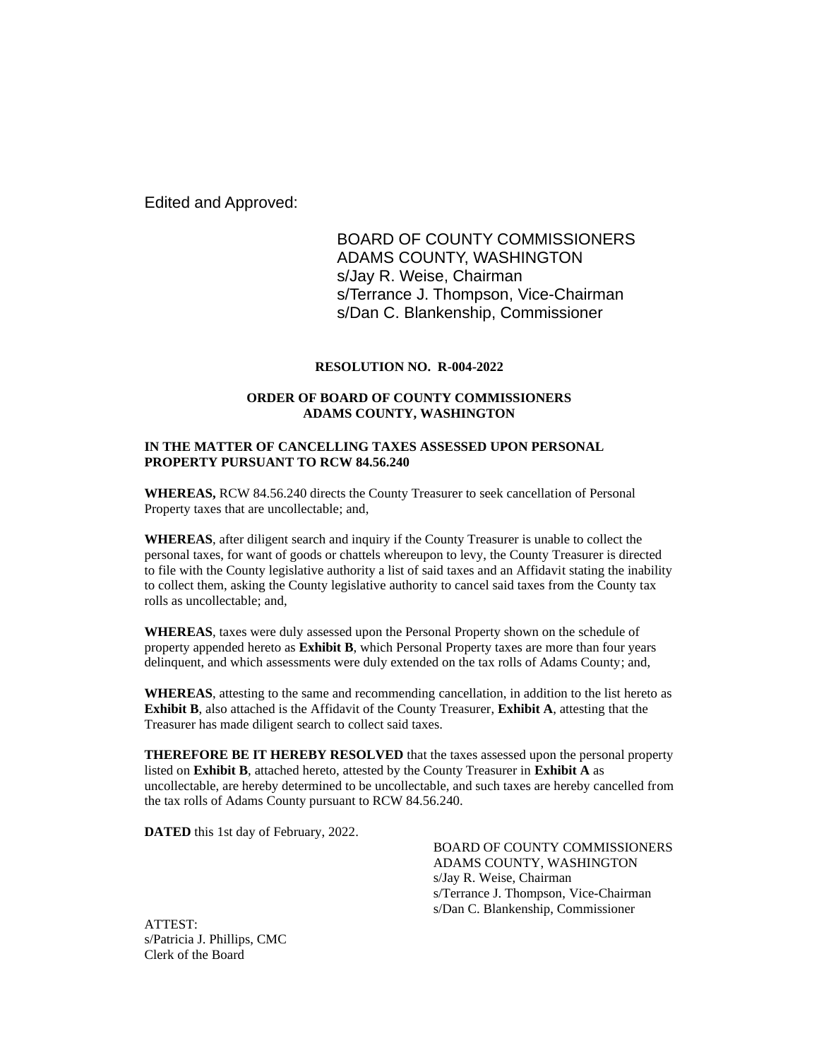Edited and Approved:

BOARD OF COUNTY COMMISSIONERS
ADAMS COUNTY, WASHINGTON
s/Jay R. Weise, Chairman
s/Terrance J. Thompson, Vice-Chairman
s/Dan C. Blankenship, Commissioner

**RESOLUTION NO. R-004-2022**

**ORDER OF BOARD OF COUNTY COMMISSIONERS**
**ADAMS COUNTY, WASHINGTON**

**IN THE MATTER OF CANCELLING TAXES ASSESSED UPON PERSONAL PROPERTY PURSUANT TO RCW 84.56.240**

**WHEREAS,** RCW 84.56.240 directs the County Treasurer to seek cancellation of Personal Property taxes that are uncollectable; and,

**WHEREAS**, after diligent search and inquiry if the County Treasurer is unable to collect the personal taxes, for want of goods or chattels whereupon to levy, the County Treasurer is directed to file with the County legislative authority a list of said taxes and an Affidavit stating the inability to collect them, asking the County legislative authority to cancel said taxes from the County tax rolls as uncollectable; and,

**WHEREAS**, taxes were duly assessed upon the Personal Property shown on the schedule of property appended hereto as **Exhibit B**, which Personal Property taxes are more than four years delinquent, and which assessments were duly extended on the tax rolls of Adams County; and,

**WHEREAS**, attesting to the same and recommending cancellation, in addition to the list hereto as **Exhibit B**, also attached is the Affidavit of the County Treasurer, **Exhibit A**, attesting that the Treasurer has made diligent search to collect said taxes.

**THEREFORE BE IT HEREBY RESOLVED** that the taxes assessed upon the personal property listed on **Exhibit B**, attached hereto, attested by the County Treasurer in **Exhibit A** as uncollectable, are hereby determined to be uncollectable, and such taxes are hereby cancelled from the tax rolls of Adams County pursuant to RCW 84.56.240.

**DATED** this 1st day of February, 2022.

BOARD OF COUNTY COMMISSIONERS
ADAMS COUNTY, WASHINGTON
s/Jay R. Weise, Chairman
s/Terrance J. Thompson, Vice-Chairman
s/Dan C. Blankenship, Commissioner

ATTEST:
s/Patricia J. Phillips, CMC
Clerk of the Board